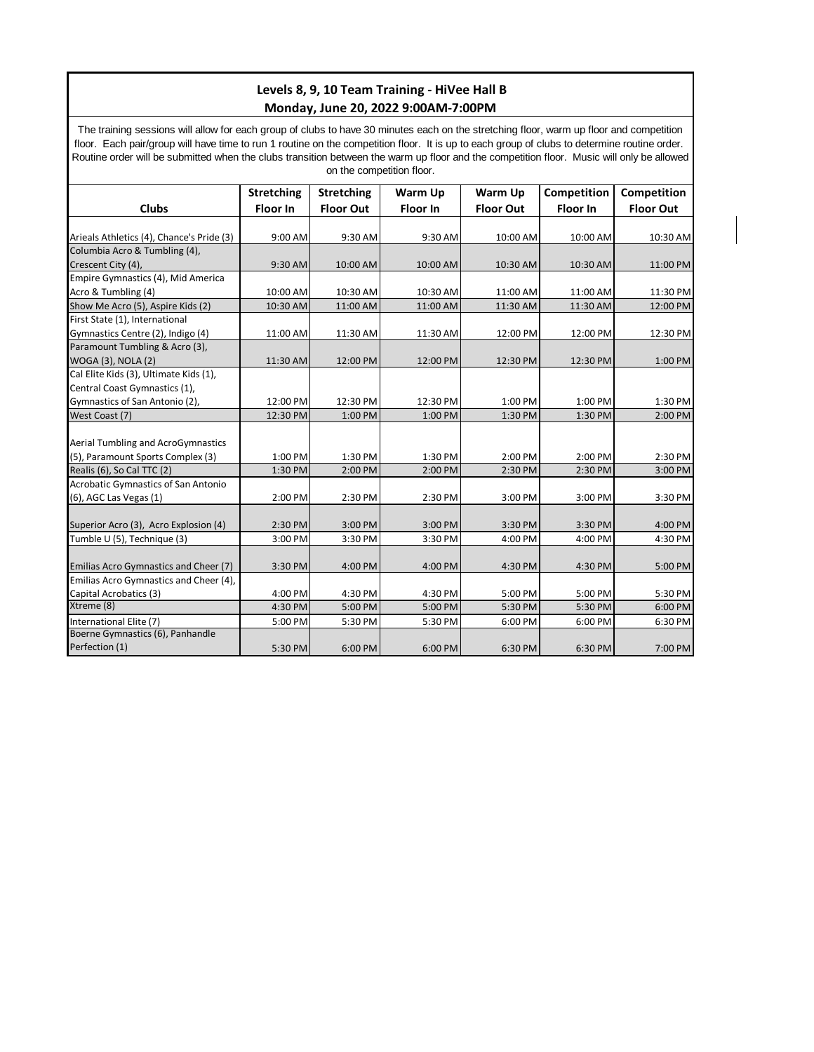## Levels 8, 9, 10 Team Training - HiVee Hall B
## Monday, June 20, 2022 9:00AM-7:00PM

The training sessions will allow for each group of clubs to have 30 minutes each on the stretching floor, warm up floor and competition floor. Each pair/group will have time to run 1 routine on the competition floor. It is up to each group of clubs to determine routine order. Routine order will be submitted when the clubs transition between the warm up floor and the competition floor. Music will only be allowed on the competition floor.

| Clubs | Stretching Floor In | Stretching Floor Out | Warm Up Floor In | Warm Up Floor Out | Competition Floor In | Competition Floor Out |
|---|---|---|---|---|---|---|
| Arieals Athletics (4), Chance's Pride (3) | 9:00 AM | 9:30 AM | 9:30 AM | 10:00 AM | 10:00 AM | 10:30 AM |
| Columbia Acro & Tumbling (4), Crescent City (4), | 9:30 AM | 10:00 AM | 10:00 AM | 10:30 AM | 10:30 AM | 11:00 PM |
| Empire Gymnastics (4), Mid America Acro & Tumbling (4) | 10:00 AM | 10:30 AM | 10:30 AM | 11:00 AM | 11:00 AM | 11:30 PM |
| Show Me Acro (5), Aspire Kids (2) | 10:30 AM | 11:00 AM | 11:00 AM | 11:30 AM | 11:30 AM | 12:00 PM |
| First State (1), International Gymnastics Centre (2), Indigo (4) | 11:00 AM | 11:30 AM | 11:30 AM | 12:00 PM | 12:00 PM | 12:30 PM |
| Paramount Tumbling & Acro (3), WOGA (3), NOLA (2) | 11:30 AM | 12:00 PM | 12:00 PM | 12:30 PM | 12:30 PM | 1:00 PM |
| Cal Elite Kids (3), Ultimate Kids (1), Central Coast Gymnastics (1), Gymnastics of San Antonio (2), | 12:00 PM | 12:30 PM | 12:30 PM | 1:00 PM | 1:00 PM | 1:30 PM |
| West Coast (7) | 12:30 PM | 1:00 PM | 1:00 PM | 1:30 PM | 1:30 PM | 2:00 PM |
| Aerial Tumbling and AcroGymnastics (5), Paramount Sports Complex (3) | 1:00 PM | 1:30 PM | 1:30 PM | 2:00 PM | 2:00 PM | 2:30 PM |
| Realis (6), So Cal TTC (2) | 1:30 PM | 2:00 PM | 2:00 PM | 2:30 PM | 2:30 PM | 3:00 PM |
| Acrobatic Gymnastics of San Antonio (6), AGC Las Vegas (1) | 2:00 PM | 2:30 PM | 2:30 PM | 3:00 PM | 3:00 PM | 3:30 PM |
| Superior Acro (3), Acro Explosion (4) | 2:30 PM | 3:00 PM | 3:00 PM | 3:30 PM | 3:30 PM | 4:00 PM |
| Tumble U (5), Technique (3) | 3:00 PM | 3:30 PM | 3:30 PM | 4:00 PM | 4:00 PM | 4:30 PM |
| Emilias Acro Gymnastics and Cheer (7) | 3:30 PM | 4:00 PM | 4:00 PM | 4:30 PM | 4:30 PM | 5:00 PM |
| Emilias Acro Gymnastics and Cheer (4), Capital Acrobatics (3) | 4:00 PM | 4:30 PM | 4:30 PM | 5:00 PM | 5:00 PM | 5:30 PM |
| Xtreme (8) | 4:30 PM | 5:00 PM | 5:00 PM | 5:30 PM | 5:30 PM | 6:00 PM |
| International Elite (7) | 5:00 PM | 5:30 PM | 5:30 PM | 6:00 PM | 6:00 PM | 6:30 PM |
| Boerne Gymnastics (6), Panhandle Perfection (1) | 5:30 PM | 6:00 PM | 6:00 PM | 6:30 PM | 6:30 PM | 7:00 PM |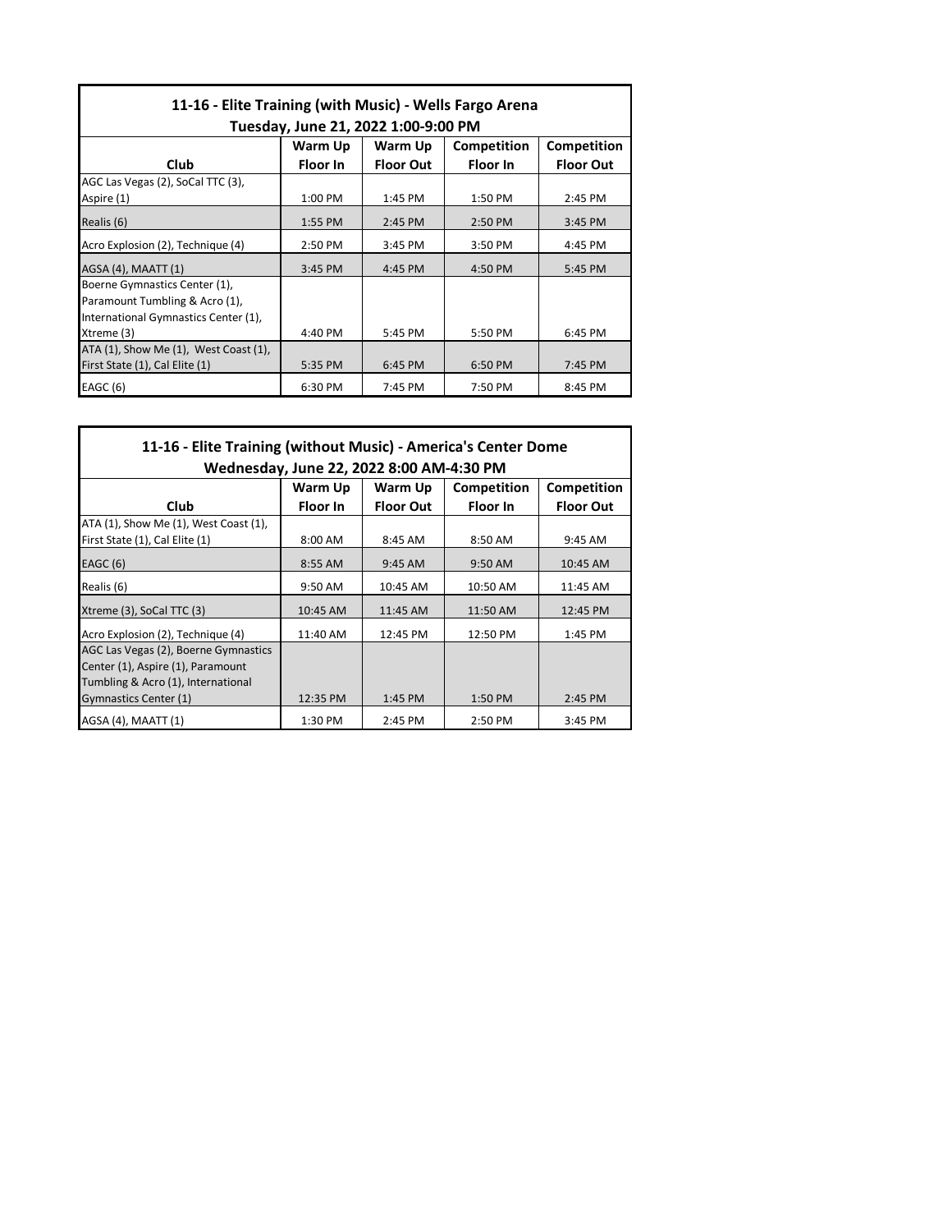## 11-16 - Elite Training (with Music) - Wells Fargo Arena
### Tuesday, June 21, 2022 1:00-9:00 PM

| Club | Warm Up Floor In | Warm Up Floor Out | Competition Floor In | Competition Floor Out |
|---|---|---|---|---|
| AGC Las Vegas (2), SoCal TTC (3), Aspire (1) | 1:00 PM | 1:45 PM | 1:50 PM | 2:45 PM |
| Realis (6) | 1:55 PM | 2:45 PM | 2:50 PM | 3:45 PM |
| Acro Explosion (2), Technique (4) | 2:50 PM | 3:45 PM | 3:50 PM | 4:45 PM |
| AGSA (4), MAATT (1) | 3:45 PM | 4:45 PM | 4:50 PM | 5:45 PM |
| Boerne Gymnastics Center (1), Paramount Tumbling & Acro (1), International Gymnastics Center (1), Xtreme (3) | 4:40 PM | 5:45 PM | 5:50 PM | 6:45 PM |
| ATA (1), Show Me (1), West Coast (1), First State (1), Cal Elite (1) | 5:35 PM | 6:45 PM | 6:50 PM | 7:45 PM |
| EAGC (6) | 6:30 PM | 7:45 PM | 7:50 PM | 8:45 PM |

## 11-16 - Elite Training (without Music) - America's Center Dome
### Wednesday, June 22, 2022 8:00 AM-4:30 PM

| Club | Warm Up Floor In | Warm Up Floor Out | Competition Floor In | Competition Floor Out |
|---|---|---|---|---|
| ATA (1), Show Me (1), West Coast (1), First State (1), Cal Elite (1) | 8:00 AM | 8:45 AM | 8:50 AM | 9:45 AM |
| EAGC (6) | 8:55 AM | 9:45 AM | 9:50 AM | 10:45 AM |
| Realis (6) | 9:50 AM | 10:45 AM | 10:50 AM | 11:45 AM |
| Xtreme (3), SoCal TTC (3) | 10:45 AM | 11:45 AM | 11:50 AM | 12:45 PM |
| Acro Explosion (2), Technique (4) | 11:40 AM | 12:45 PM | 12:50 PM | 1:45 PM |
| AGC Las Vegas (2), Boerne Gymnastics Center (1), Aspire (1), Paramount Tumbling & Acro (1), International Gymnastics Center (1) | 12:35 PM | 1:45 PM | 1:50 PM | 2:45 PM |
| AGSA (4), MAATT (1) | 1:30 PM | 2:45 PM | 2:50 PM | 3:45 PM |